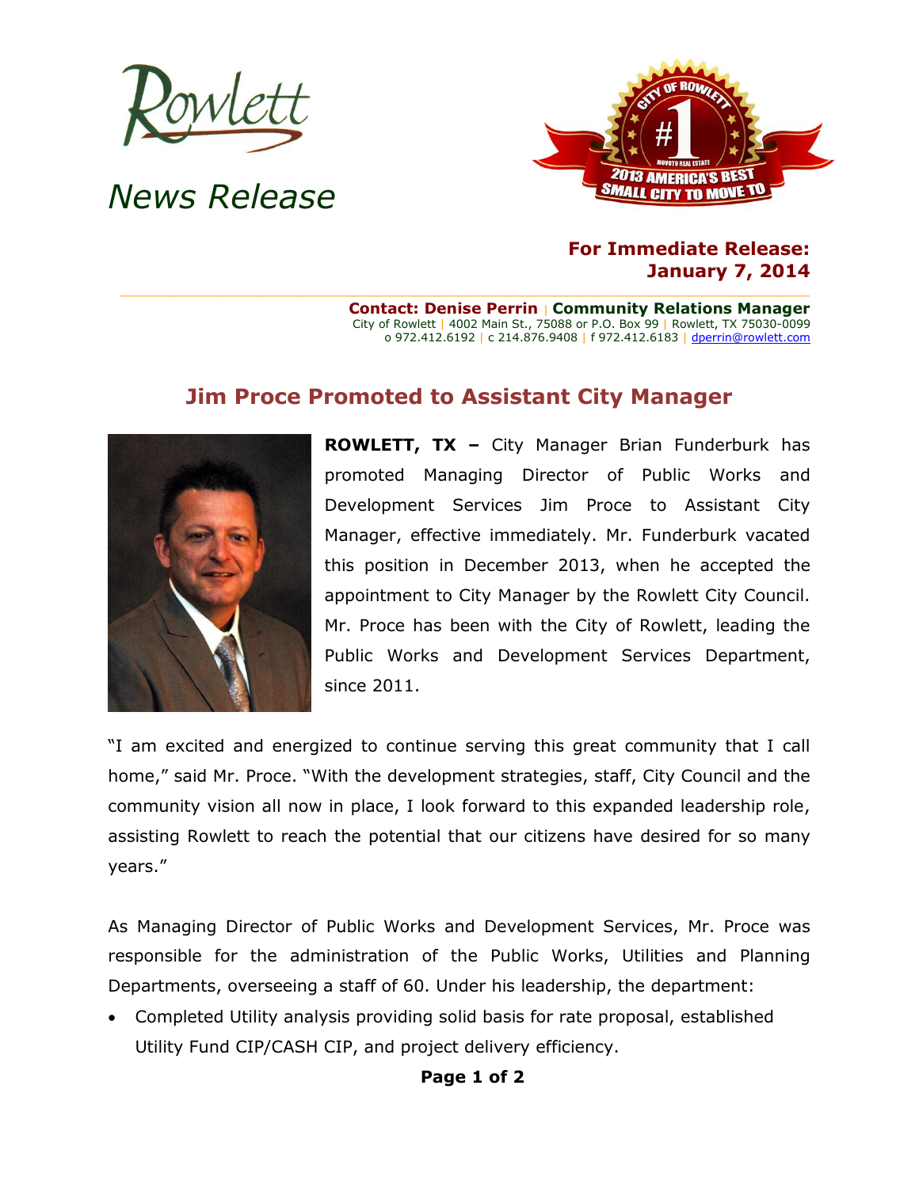Rowlett

*News Release*

**For Immediate Release:**
**January 7, 2014**

**Contact: Denise Perrin | Community Relations Manager**
City of Rowlett | 4002 Main St., 75088 or P.O. Box 99 | Rowlett, TX 75030-0099
o 972.412.6192 | c 214.876.9408 | f 972.412.6183 | dperrin@rowlett.com

## Jim Proce Promoted to Assistant City Manager

**ROWLETT, TX –** City Manager Brian Funderburk has promoted Managing Director of Public Works and Development Services Jim Proce to Assistant City Manager, effective immediately. Mr. Funderburk vacated this position in December 2013, when he accepted the appointment to City Manager by the Rowlett City Council. Mr. Proce has been with the City of Rowlett, leading the Public Works and Development Services Department, since 2011.

"I am excited and energized to continue serving this great community that I call home," said Mr. Proce. "With the development strategies, staff, City Council and the community vision all now in place, I look forward to this expanded leadership role, assisting Rowlett to reach the potential that our citizens have desired for so many years."

As Managing Director of Public Works and Development Services, Mr. Proce was responsible for the administration of the Public Works, Utilities and Planning Departments, overseeing a staff of 60. Under his leadership, the department:

- Completed Utility analysis providing solid basis for rate proposal, established Utility Fund CIP/CASH CIP, and project delivery efficiency.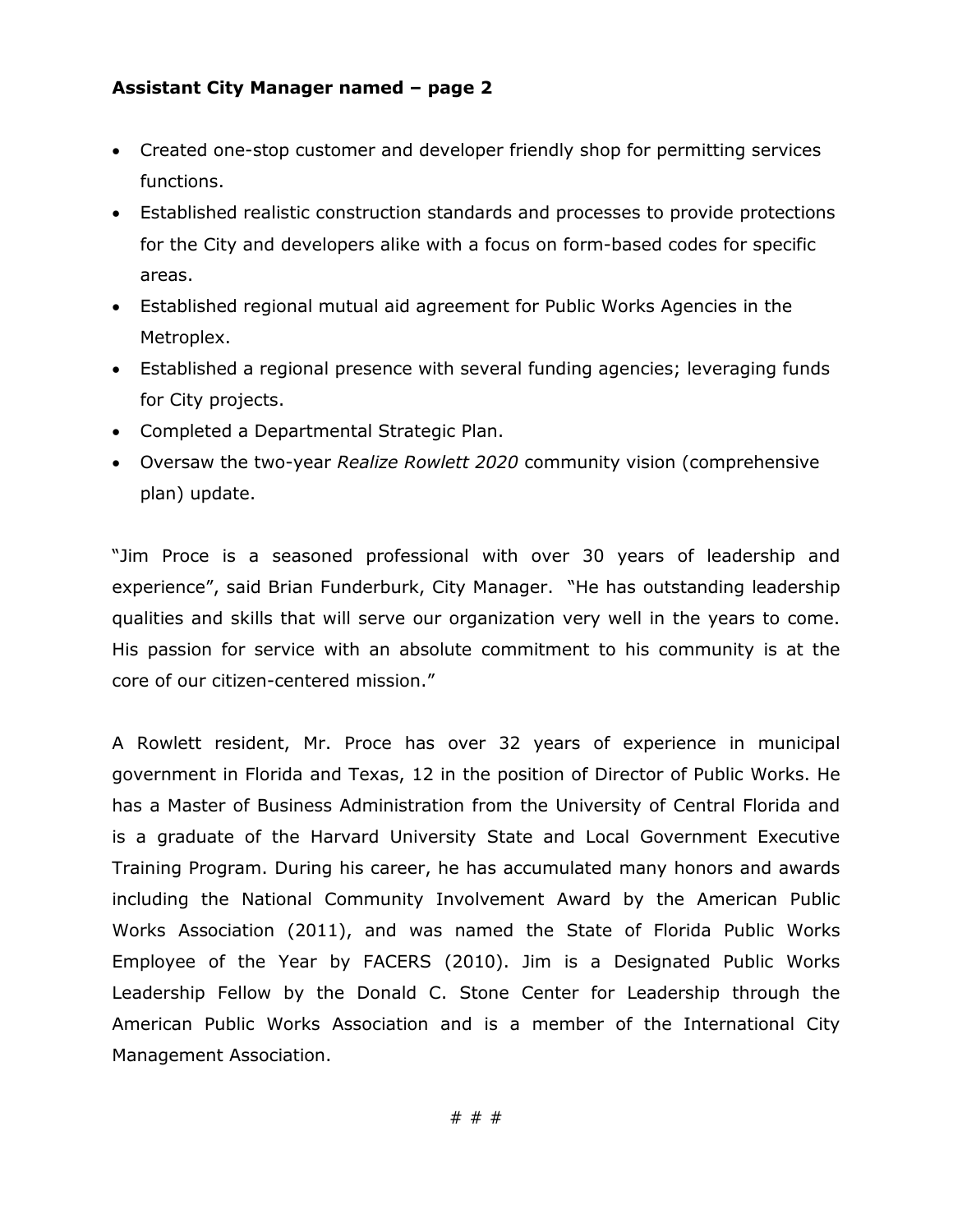- Created one-stop customer and developer friendly shop for permitting services functions.
- Established realistic construction standards and processes to provide protections for the City and developers alike with a focus on form-based codes for specific areas.
- Established regional mutual aid agreement for Public Works Agencies in the Metroplex.
- Established a regional presence with several funding agencies; leveraging funds for City projects.
- Completed a Departmental Strategic Plan.
- Oversaw the two-year *Realize Rowlett 2020* community vision (comprehensive plan) update.

"Jim Proce is a seasoned professional with over 30 years of leadership and experience", said Brian Funderburk, City Manager. "He has outstanding leadership qualities and skills that will serve our organization very well in the years to come. His passion for service with an absolute commitment to his community is at the core of our citizen-centered mission."

A Rowlett resident, Mr. Proce has over 32 years of experience in municipal government in Florida and Texas, 12 in the position of Director of Public Works. He has a Master of Business Administration from the University of Central Florida and is a graduate of the Harvard University State and Local Government Executive Training Program. During his career, he has accumulated many honors and awards including the National Community Involvement Award by the American Public Works Association (2011), and was named the State of Florida Public Works Employee of the Year by FACERS (2010). Jim is a Designated Public Works Leadership Fellow by the Donald C. Stone Center for Leadership through the American Public Works Association and is a member of the International City Management Association.

# # #